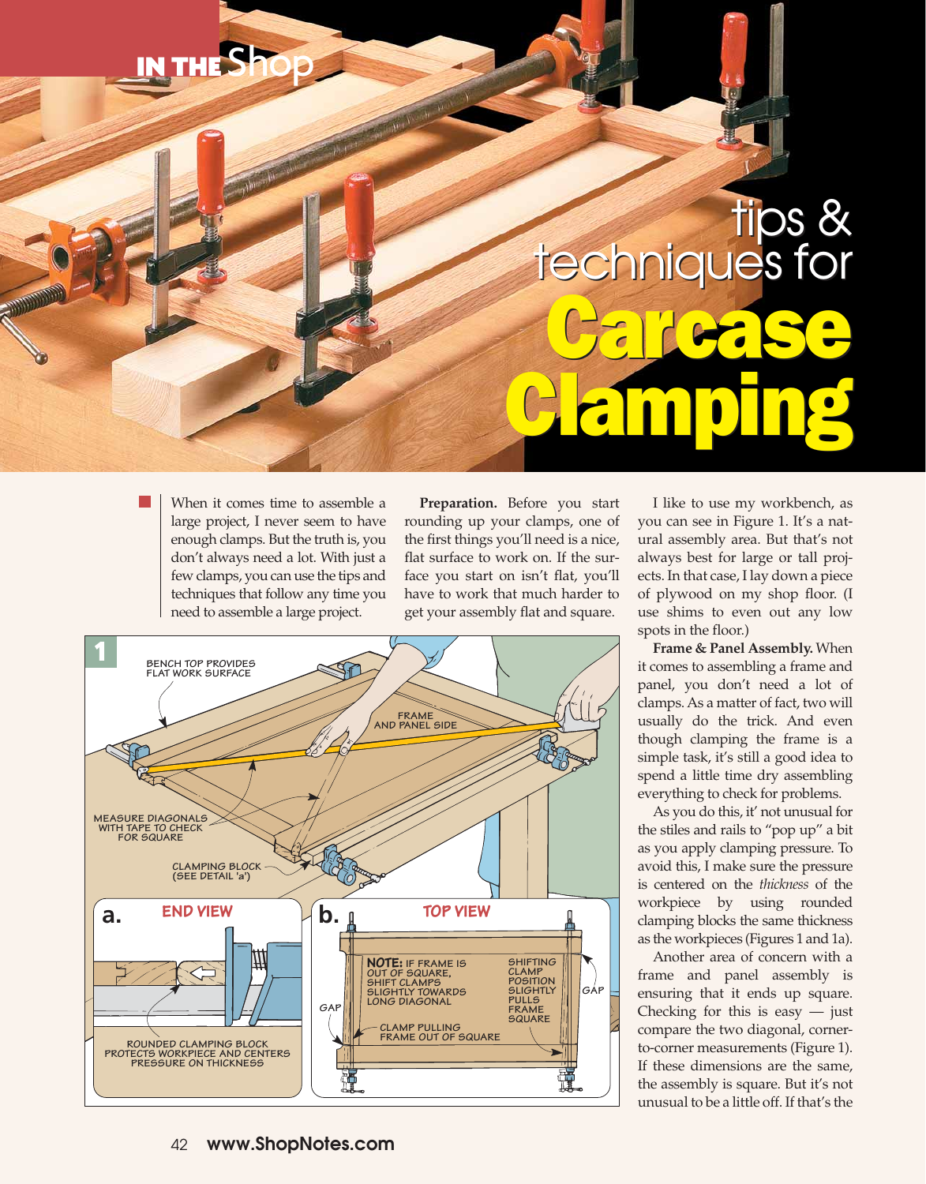# tips & techniques for Carcase Clamping

When it comes time to assemble a large project, I never seem to have enough clamps. But the truth is, you don't always need a lot. With just a few clamps, you can use the tips and techniques that follow any time you need to assemble a large project.

**Preparation.** Before you start rounding up your clamps, one of the first things you'll need is a nice, flat surface to work on. If the surface you start on isn't flat, you'll have to work that much harder to get your assembly flat and square.

I like to use my workbench, as you can see in Figure 1. It's a natural assembly area. But that's not always best for large or tall projects. In that case, I lay down a piece of plywood on my shop floor. (I use shims to even out any low spots in the floor.)

**Frame & Panel Assembly.** When it comes to assembling a frame and panel, you don't need a lot of clamps. As a matter of fact, two will usually do the trick. And even though clamping the frame is a simple task, it's still a good idea to spend a little time dry assembling everything to check for problems.

As you do this, it' not unusual for the stiles and rails to "pop up" a bit as you apply clamping pressure. To avoid this, I make sure the pressure is centered on the *thickness* of the workpiece by using rounded clamping blocks the same thickness as the workpieces (Figures 1 and 1a).

Another area of concern with a frame and panel assembly is ensuring that it ends up square. Checking for this is easy — just compare the two diagonal, corner-to-corner measurements (Figure 1). If these dimensions are the same, the assembly is square. But it's not unusual to be a little off. If that's the

**1**

BENCH TOP PROVIDES FLAT WORK SURFACE

FRAME AND PANEL SIDE

MEASURE DIAGONALS WITH TAPE TO CHECK FOR SQUARE

CLAMPING BLOCK (SEE DETAIL 'a')

**a. END VIEW**

ROUNDED CLAMPING BLOCK PROTECTS WORKPIECE AND CENTERS PRESSURE ON THICKNESS

**b. TOP VIEW**

**NOTE:** IF FRAME IS OUT OF SQUARE, SHIFT CLAMPS SLIGHTLY TOWARDS LONG DIAGONAL

SHIFTING CLAMP POSITION SLIGHTLY PULLS FRAME SQUARE

GAP

GAP

CLAMP PULLING FRAME OUT OF SQUARE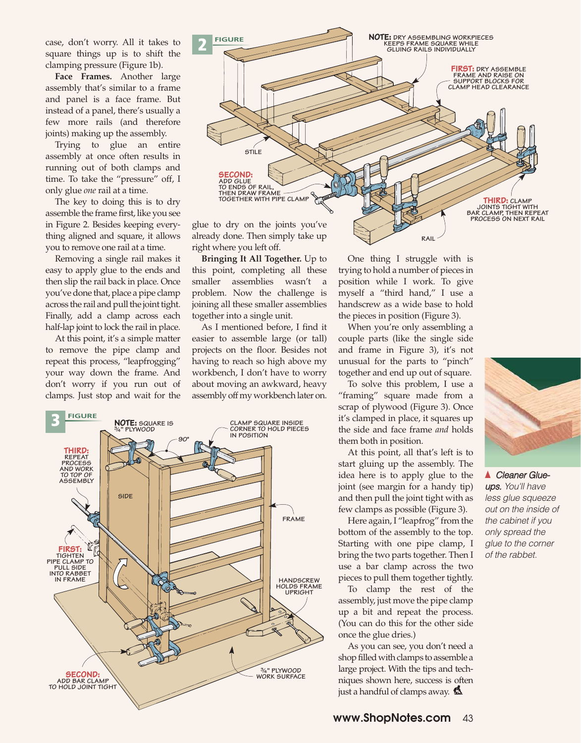case, don't worry. All it takes to square things up is to shift the clamping pressure (Figure 1b).

**Face Frames.** Another large assembly that's similar to a frame and panel is a face frame. But instead of a panel, there's usually a few more rails (and therefore joints) making up the assembly.

Trying to glue an entire assembly at once often results in running out of both clamps and time. To take the "pressure" off, I only glue *one* rail at a time.

The key to doing this is to dry assemble the frame first, like you see in Figure 2. Besides keeping everything aligned and square, it allows you to remove one rail at a time.

Removing a single rail makes it easy to apply glue to the ends and then slip the rail back in place. Once you've done that, place a pipe clamp across the rail and pull the joint tight. Finally, add a clamp across each half-lap joint to lock the rail in place.

At this point, it's a simple matter to remove the pipe clamp and repeat this process, "leapfrogging" your way down the frame. And don't worry if you run out of clamps. Just stop and wait for the glue to dry on the joints you've already done. Then simply take up right where you left off.

**FIGURE 2**

NOTE: DRY ASSEMBLING WORKPIECES KEEPS FRAME SQUARE WHILE GLUING RAILS INDIVIDUALLY

FIRST: DRY ASSEMBLE FRAME AND RAISE ON SUPPORT BLOCKS FOR CLAMP HEAD CLEARANCE

STILE

SECOND: ADD GLUE TO ENDS OF RAIL, THEN DRAW FRAME TOGETHER WITH PIPE CLAMP

THIRD: CLAMP JOINTS TIGHT WITH BAR CLAMP, THEN REPEAT PROCESS ON NEXT RAIL

RAIL

**Bringing It All Together.** Up to this point, completing all these smaller assemblies wasn't a problem. Now the challenge is joining all these smaller assemblies together into a single unit.

As I mentioned before, I find it easier to assemble large (or tall) projects on the floor. Besides not having to reach so high above my workbench, I don't have to worry about moving an awkward, heavy assembly off my workbench later on.

One thing I struggle with is trying to hold a number of pieces in position while I work. To give myself a "third hand," I use a handscrew as a wide base to hold the pieces in position (Figure 3).

When you're only assembling a couple parts (like the single side and frame in Figure 3), it's not unusual for the parts to "pinch" together and end up out of square.

To solve this problem, I use a "framing" square made from a scrap of plywood (Figure 3). Once it's clamped in place, it squares up the side and face frame *and* holds them both in position.

At this point, all that's left is to start gluing up the assembly. The idea here is to apply glue to the joint (see margin for a handy tip) and then pull the joint tight with as few clamps as possible (Figure 3).

Here again, I "leapfrog" from the bottom of the assembly to the top. Starting with one pipe clamp, I bring the two parts together. Then I use a bar clamp across the two pieces to pull them together tightly.

To clamp the rest of the assembly, just move the pipe clamp up a bit and repeat the process. (You can do this for the other side once the glue dries.)

As you can see, you don't need a shop filled with clamps to assemble a large project. With the tips and techniques shown here, success is often just a handful of clamps away.

**FIGURE 3**

NOTE: SQUARE IS ¾" PLYWOOD

90°

CLAMP SQUARE INSIDE CORNER TO HOLD PIECES IN POSITION

THIRD: REPEAT PROCESS AND WORK TO TOP OF ASSEMBLY

SIDE

FRAME

FIRST: TIGHTEN PIPE CLAMP TO PULL SIDE INTO RABBET IN FRAME

HANDSCREW HOLDS FRAME UPRIGHT

SECOND: ADD BAR CLAMP TO HOLD JOINT TIGHT

¾" PLYWOOD WORK SURFACE

▲ ***Cleaner Glue-ups.*** *You'll have less glue squeeze out on the inside of the cabinet if you only spread the glue to the corner of the rabbet.*

www.ShopNotes.com